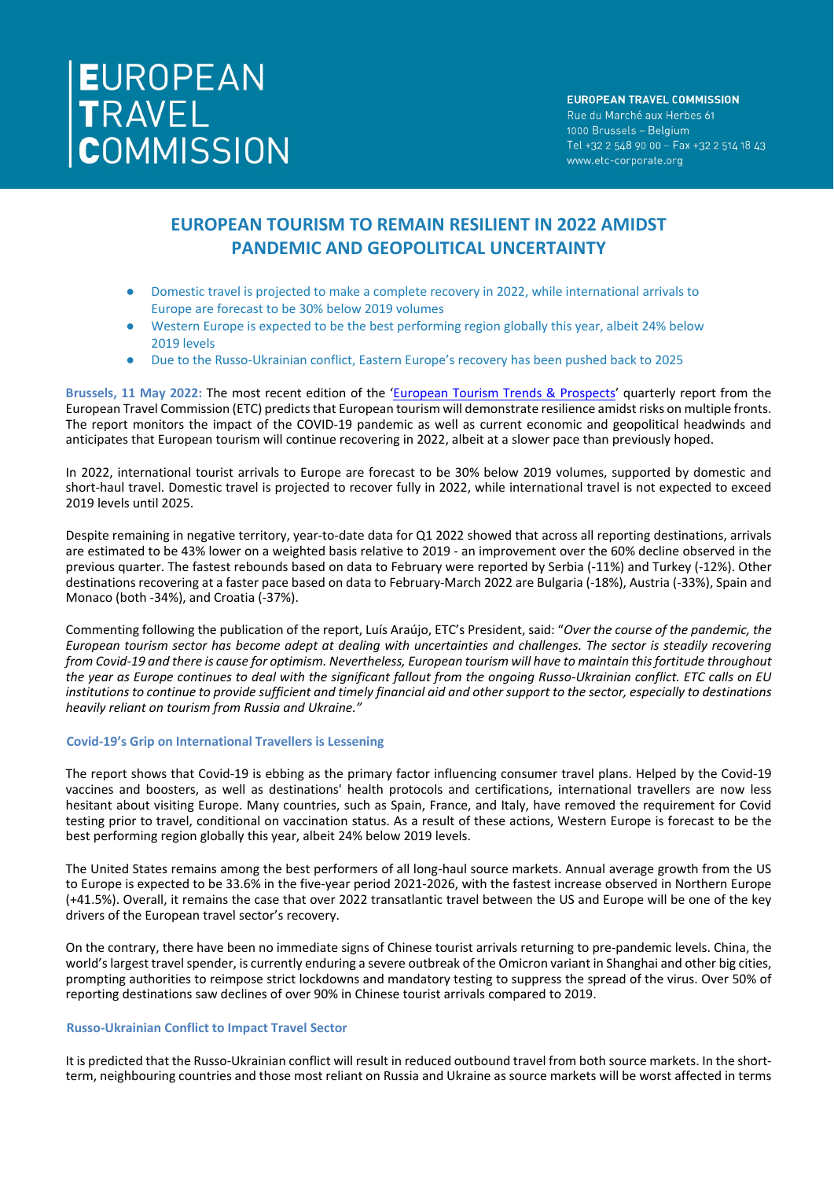# EUROPEAN TRAVEL COMMISSION

**EUROPEAN TRAVEL COMMISSION**
Rue du Marché aux Herbes 61
1000 Brussels – Belgium
Tel +32 2 548 90 00 – Fax +32 2 514 18 43
www.etc-corporate.org

## EUROPEAN TOURISM TO REMAIN RESILIENT IN 2022 AMIDST PANDEMIC AND GEOPOLITICAL UNCERTAINTY

- Domestic travel is projected to make a complete recovery in 2022, while international arrivals to Europe are forecast to be 30% below 2019 volumes
- Western Europe is expected to be the best performing region globally this year, albeit 24% below 2019 levels
- Due to the Russo-Ukrainian conflict, Eastern Europe's recovery has been pushed back to 2025

**Brussels, 11 May 2022:** The most recent edition of the 'European Tourism Trends & Prospects' quarterly report from the European Travel Commission (ETC) predicts that European tourism will demonstrate resilience amidst risks on multiple fronts. The report monitors the impact of the COVID-19 pandemic as well as current economic and geopolitical headwinds and anticipates that European tourism will continue recovering in 2022, albeit at a slower pace than previously hoped.

In 2022, international tourist arrivals to Europe are forecast to be 30% below 2019 volumes, supported by domestic and short-haul travel. Domestic travel is projected to recover fully in 2022, while international travel is not expected to exceed 2019 levels until 2025.

Despite remaining in negative territory, year-to-date data for Q1 2022 showed that across all reporting destinations, arrivals are estimated to be 43% lower on a weighted basis relative to 2019 - an improvement over the 60% decline observed in the previous quarter. The fastest rebounds based on data to February were reported by Serbia (-11%) and Turkey (-12%). Other destinations recovering at a faster pace based on data to February-March 2022 are Bulgaria (-18%), Austria (-33%), Spain and Monaco (both -34%), and Croatia (-37%).

Commenting following the publication of the report, Luís Araújo, ETC's President, said: "*Over the course of the pandemic, the European tourism sector has become adept at dealing with uncertainties and challenges. The sector is steadily recovering from Covid-19 and there is cause for optimism. Nevertheless, European tourism will have to maintain this fortitude throughout the year as Europe continues to deal with the significant fallout from the ongoing Russo-Ukrainian conflict. ETC calls on EU institutions to continue to provide sufficient and timely financial aid and other support to the sector, especially to destinations heavily reliant on tourism from Russia and Ukraine.*"

### Covid-19's Grip on International Travellers is Lessening

The report shows that Covid-19 is ebbing as the primary factor influencing consumer travel plans. Helped by the Covid-19 vaccines and boosters, as well as destinations' health protocols and certifications, international travellers are now less hesitant about visiting Europe. Many countries, such as Spain, France, and Italy, have removed the requirement for Covid testing prior to travel, conditional on vaccination status. As a result of these actions, Western Europe is forecast to be the best performing region globally this year, albeit 24% below 2019 levels.

The United States remains among the best performers of all long-haul source markets. Annual average growth from the US to Europe is expected to be 33.6% in the five-year period 2021-2026, with the fastest increase observed in Northern Europe (+41.5%). Overall, it remains the case that over 2022 transatlantic travel between the US and Europe will be one of the key drivers of the European travel sector's recovery.

On the contrary, there have been no immediate signs of Chinese tourist arrivals returning to pre-pandemic levels. China, the world's largest travel spender, is currently enduring a severe outbreak of the Omicron variant in Shanghai and other big cities, prompting authorities to reimpose strict lockdowns and mandatory testing to suppress the spread of the virus. Over 50% of reporting destinations saw declines of over 90% in Chinese tourist arrivals compared to 2019.

### Russo-Ukrainian Conflict to Impact Travel Sector

It is predicted that the Russo-Ukrainian conflict will result in reduced outbound travel from both source markets. In the short-term, neighbouring countries and those most reliant on Russia and Ukraine as source markets will be worst affected in terms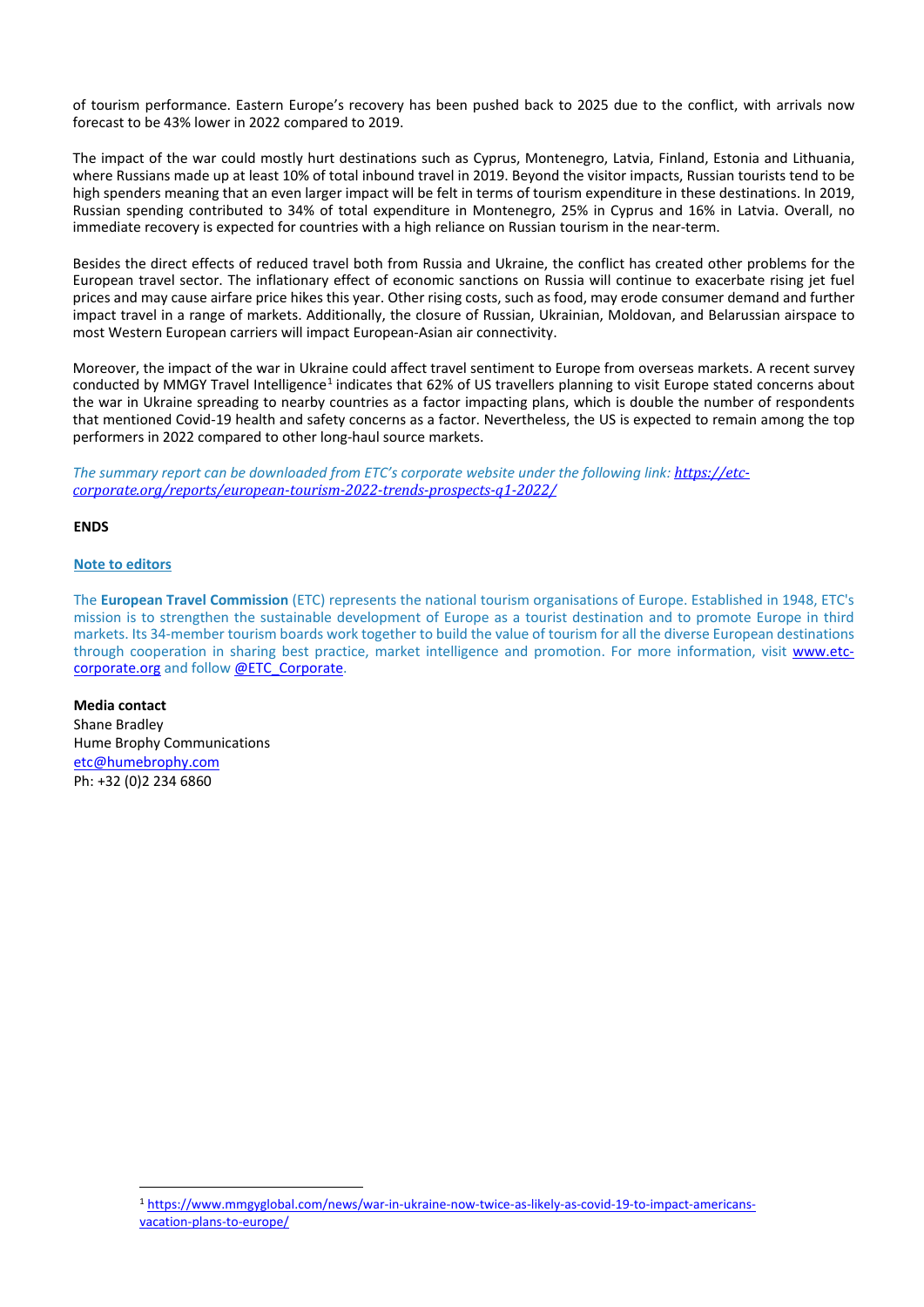of tourism performance. Eastern Europe's recovery has been pushed back to 2025 due to the conflict, with arrivals now forecast to be 43% lower in 2022 compared to 2019.

The impact of the war could mostly hurt destinations such as Cyprus, Montenegro, Latvia, Finland, Estonia and Lithuania, where Russians made up at least 10% of total inbound travel in 2019. Beyond the visitor impacts, Russian tourists tend to be high spenders meaning that an even larger impact will be felt in terms of tourism expenditure in these destinations. In 2019, Russian spending contributed to 34% of total expenditure in Montenegro, 25% in Cyprus and 16% in Latvia. Overall, no immediate recovery is expected for countries with a high reliance on Russian tourism in the near-term.

Besides the direct effects of reduced travel both from Russia and Ukraine, the conflict has created other problems for the European travel sector. The inflationary effect of economic sanctions on Russia will continue to exacerbate rising jet fuel prices and may cause airfare price hikes this year. Other rising costs, such as food, may erode consumer demand and further impact travel in a range of markets. Additionally, the closure of Russian, Ukrainian, Moldovan, and Belarussian airspace to most Western European carriers will impact European-Asian air connectivity.

Moreover, the impact of the war in Ukraine could affect travel sentiment to Europe from overseas markets. A recent survey conducted by MMGY Travel Intelligence[1] indicates that 62% of US travellers planning to visit Europe stated concerns about the war in Ukraine spreading to nearby countries as a factor impacting plans, which is double the number of respondents that mentioned Covid-19 health and safety concerns as a factor. Nevertheless, the US is expected to remain among the top performers in 2022 compared to other long-haul source markets.

*The summary report can be downloaded from ETC's corporate website under the following link: https://etc-corporate.org/reports/european-tourism-2022-trends-prospects-q1-2022/*

**ENDS**

**Note to editors**

The **European Travel Commission** (ETC) represents the national tourism organisations of Europe. Established in 1948, ETC's mission is to strengthen the sustainable development of Europe as a tourist destination and to promote Europe in third markets. Its 34-member tourism boards work together to build the value of tourism for all the diverse European destinations through cooperation in sharing best practice, market intelligence and promotion. For more information, visit www.etc-corporate.org and follow @ETC_Corporate.

**Media contact**
Shane Bradley
Hume Brophy Communications
etc@humebrophy.com
Ph: +32 (0)2 234 6860

[1] https://www.mmgyglobal.com/news/war-in-ukraine-now-twice-as-likely-as-covid-19-to-impact-americans-vacation-plans-to-europe/